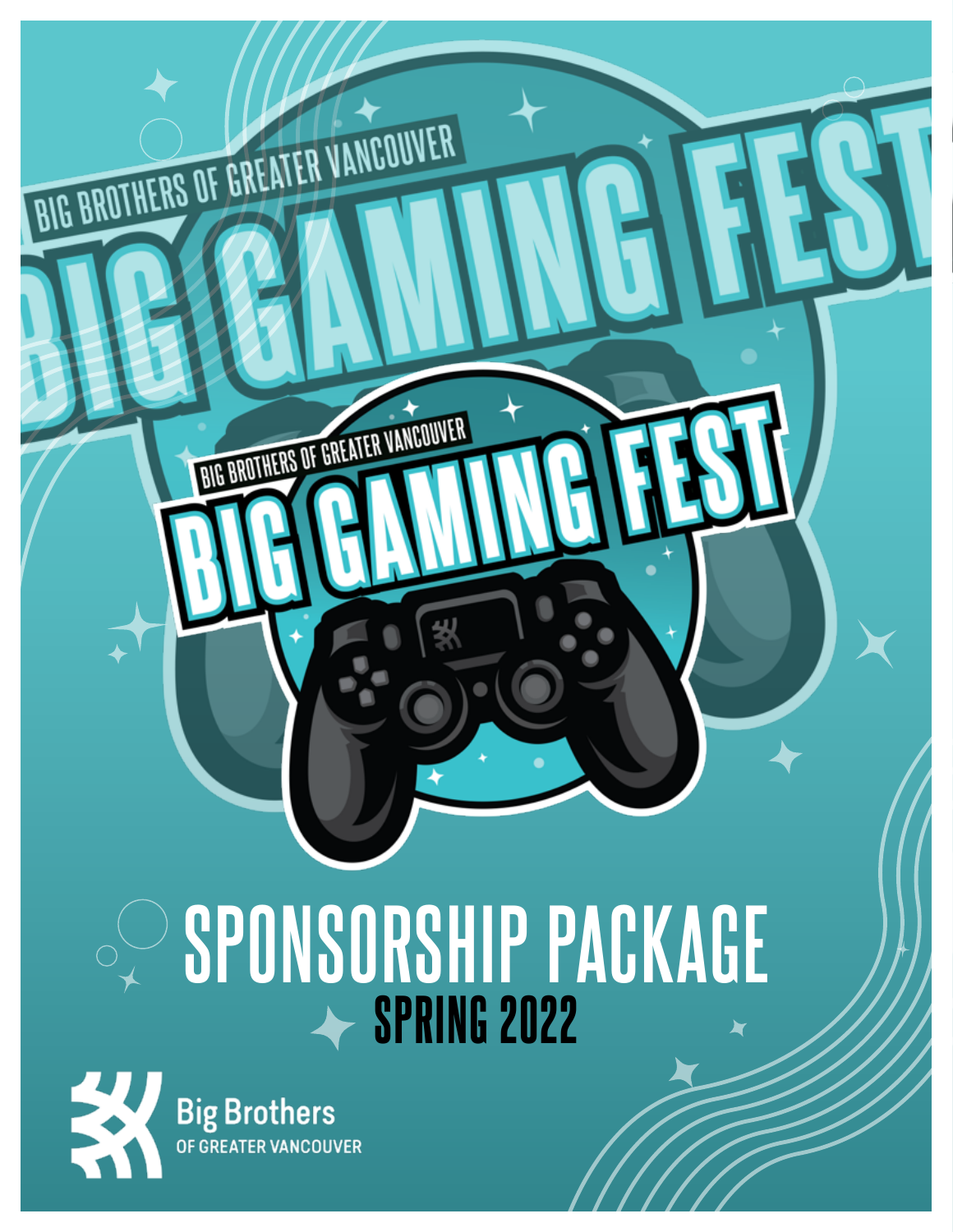BIG BROTHERS OF GREATER VANCOUVER

# BIG GAMING FEST

# SPONSORSHIP PACKAGE

## SPRING 2022

Big Brothers
OF GREATER VANCOUVER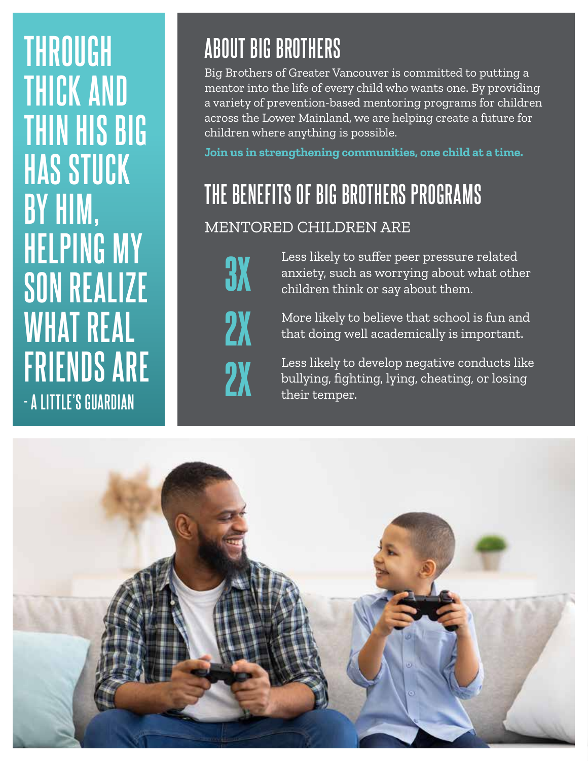# THROUGH THICK AND THIN HIS BIG HAS STUCK BY HIM, HELPING MY SON REALIZE WHAT REAL FRIENDS ARE

- A LITTLE'S GUARDIAN

## ABOUT BIG BROTHERS

Big Brothers of Greater Vancouver is committed to putting a mentor into the life of every child who wants one. By providing a variety of prevention-based mentoring programs for children across the Lower Mainland, we are helping create a future for children where anything is possible.

**Join us in strengthening communities, one child at a time.**

## THE BENEFITS OF BIG BROTHERS PROGRAMS

MENTORED CHILDREN ARE

**3X** Less likely to suffer peer pressure related anxiety, such as worrying about what other children think or say about them.

**2X** More likely to believe that school is fun and that doing well academically is important.

**2X** Less likely to develop negative conducts like bullying, fighting, lying, cheating, or losing their temper.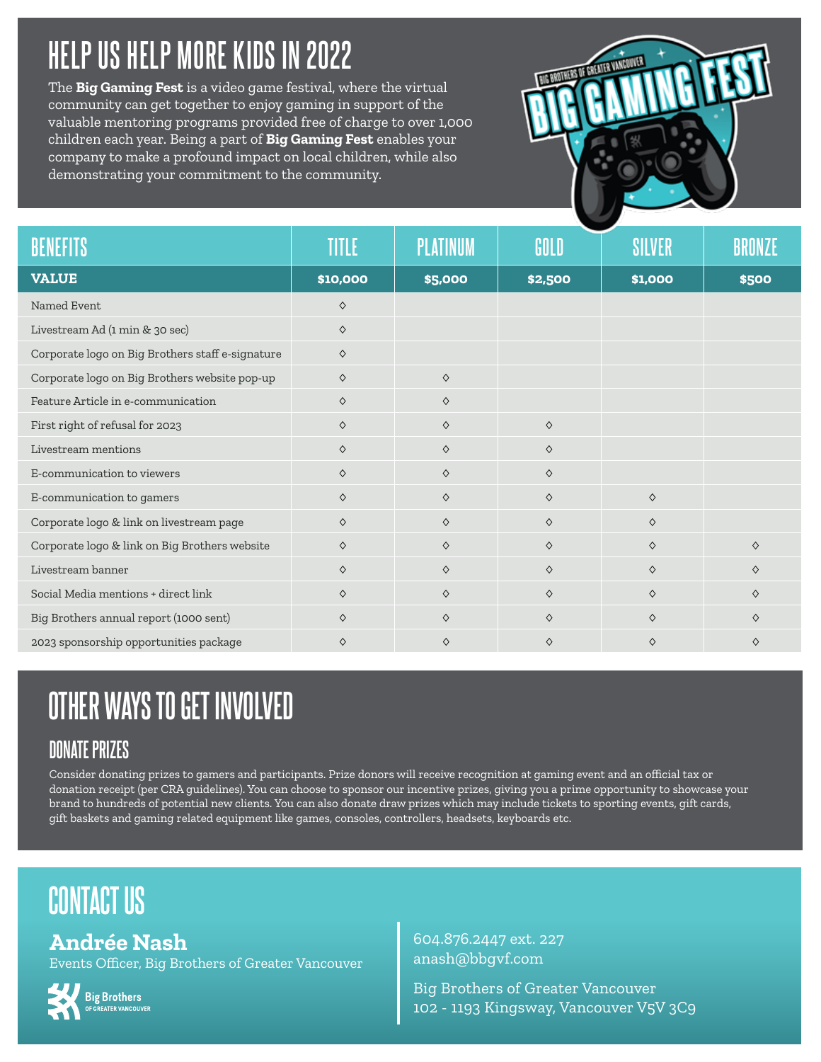# HELP US HELP MORE KIDS IN 2022

The **Big Gaming Fest** is a video game festival, where the virtual community can get together to enjoy gaming in support of the valuable mentoring programs provided free of charge to over 1,000 children each year. Being a part of **Big Gaming Fest** enables your company to make a profound impact on local children, while also demonstrating your commitment to the community.

| BENEFITS | TITLE | PLATINUM | GOLD | SILVER | BRONZE |
|---|---|---|---|---|---|
| **VALUE** | **$10,000** | **$5,000** | **$2,500** | **$1,000** | **$500** |
| Named Event | ◇ | | | | |
| Livestream Ad (1 min & 30 sec) | ◇ | | | | |
| Corporate logo on Big Brothers staff e-signature | ◇ | | | | |
| Corporate logo on Big Brothers website pop-up | ◇ | ◇ | | | |
| Feature Article in e-communication | ◇ | ◇ | | | |
| First right of refusal for 2023 | ◇ | ◇ | ◇ | | |
| Livestream mentions | ◇ | ◇ | ◇ | | |
| E-communication to viewers | ◇ | ◇ | ◇ | | |
| E-communication to gamers | ◇ | ◇ | ◇ | ◇ | |
| Corporate logo & link on livestream page | ◇ | ◇ | ◇ | ◇ | |
| Corporate logo & link on Big Brothers website | ◇ | ◇ | ◇ | ◇ | ◇ |
| Livestream banner | ◇ | ◇ | ◇ | ◇ | ◇ |
| Social Media mentions + direct link | ◇ | ◇ | ◇ | ◇ | ◇ |
| Big Brothers annual report (1000 sent) | ◇ | ◇ | ◇ | ◇ | ◇ |
| 2023 sponsorship opportunities package | ◇ | ◇ | ◇ | ◇ | ◇ |

# OTHER WAYS TO GET INVOLVED

## DONATE PRIZES

Consider donating prizes to gamers and participants. Prize donors will receive recognition at gaming event and an official tax or donation receipt (per CRA guidelines). You can choose to sponsor our incentive prizes, giving you a prime opportunity to showcase your brand to hundreds of potential new clients. You can also donate draw prizes which may include tickets to sporting events, gift cards, gift baskets and gaming related equipment like games, consoles, controllers, headsets, keyboards etc.

# CONTACT US

**Andrée Nash**
Events Officer, Big Brothers of Greater Vancouver

604.876.2447 ext. 227
anash@bbgvf.com

Big Brothers of Greater Vancouver
102 - 1193 Kingsway, Vancouver V5V 3C9